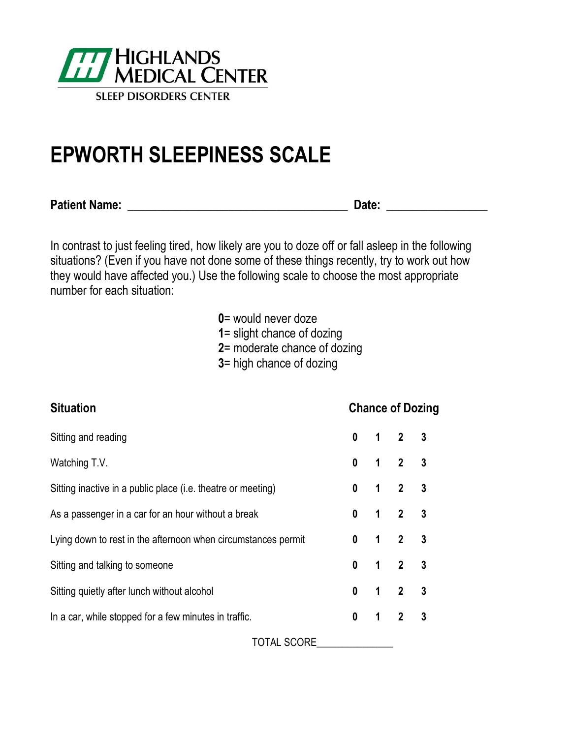HIGHLANDS MEDICAL CENTER

SLEEP DISORDERS CENTER

# EPWORTH SLEEPINESS SCALE

**Patient Name:** ____________________________________ **Date:** ________________

In contrast to just feeling tired, how likely are you to doze off or fall asleep in the following situations? (Even if you have not done some of these things recently, try to work out how they would have affected you.) Use the following scale to choose the most appropriate number for each situation:

**0**= would never doze
**1**= slight chance of dozing
**2**= moderate chance of dozing
**3**= high chance of dozing

| **Situation** | **Chance of Dozing** | | | |
|---|---|---|---|---|
| Sitting and reading | **0** | **1** | **2** | **3** |
| Watching T.V. | **0** | **1** | **2** | **3** |
| Sitting inactive in a public place (i.e. theatre or meeting) | **0** | **1** | **2** | **3** |
| As a passenger in a car for an hour without a break | **0** | **1** | **2** | **3** |
| Lying down to rest in the afternoon when circumstances permit | **0** | **1** | **2** | **3** |
| Sitting and talking to someone | **0** | **1** | **2** | **3** |
| Sitting quietly after lunch without alcohol | **0** | **1** | **2** | **3** |
| In a car, while stopped for a few minutes in traffic. | **0** | **1** | **2** | **3** |

TOTAL SCORE______________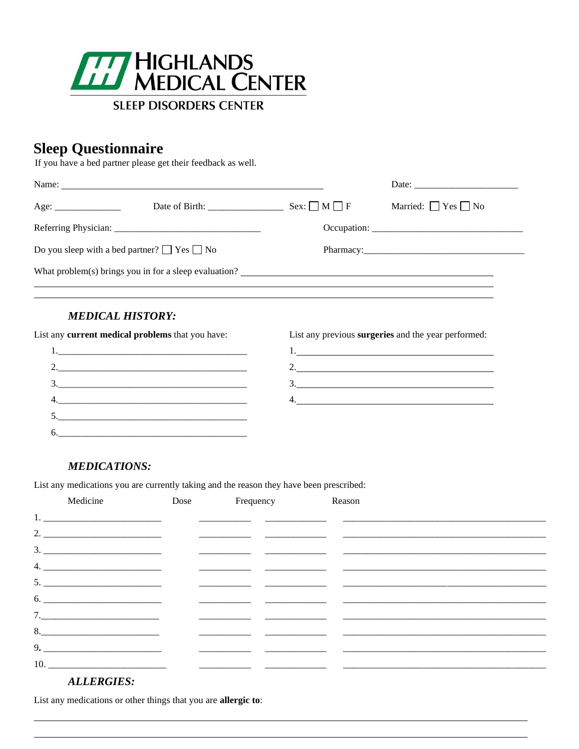HIGHLANDS MEDICAL CENTER

SLEEP DISORDERS CENTER

# Sleep Questionnaire

If you have a bed partner please get their feedback as well.

Name: ______________________________ Date: ______________________

Age: ______________ Date of Birth: ________________ Sex: ☐ M ☐ F Married: ☐ Yes ☐ No

Referring Physician: ______________________________ Occupation: ________________________________

Do you sleep with a bed partner? ☐ Yes ☐ No Pharmacy: ___________________________________

What problem(s) brings you in for a sleep evaluation? ______________________________________________

___________________________________________________________________________

___________________________________________________________________________

### *MEDICAL HISTORY:*

List any **current medical problems** that you have:

1. ________________________________________
2. ________________________________________
3. ________________________________________
4. ________________________________________
5. ________________________________________
6. ________________________________________

List any previous **surgeries** and the year performed:

1. ________________________________________
2. ________________________________________
3. ________________________________________
4. ________________________________________

### *MEDICATIONS:*

List any medications you are currently taking and the reason they have been prescribed:

| | Medicine | Dose | Frequency | Reason |
|---|---|---|---|---|
| 1. | | | | |
| 2. | | | | |
| 3. | | | | |
| 4. | | | | |
| 5. | | | | |
| 6. | | | | |
| 7. | | | | |
| 8. | | | | |
| 9. | | | | |
| 10. | | | | |

### *ALLERGIES:*

List any medications or other things that you are **allergic to**:

___________________________________________________________________________

___________________________________________________________________________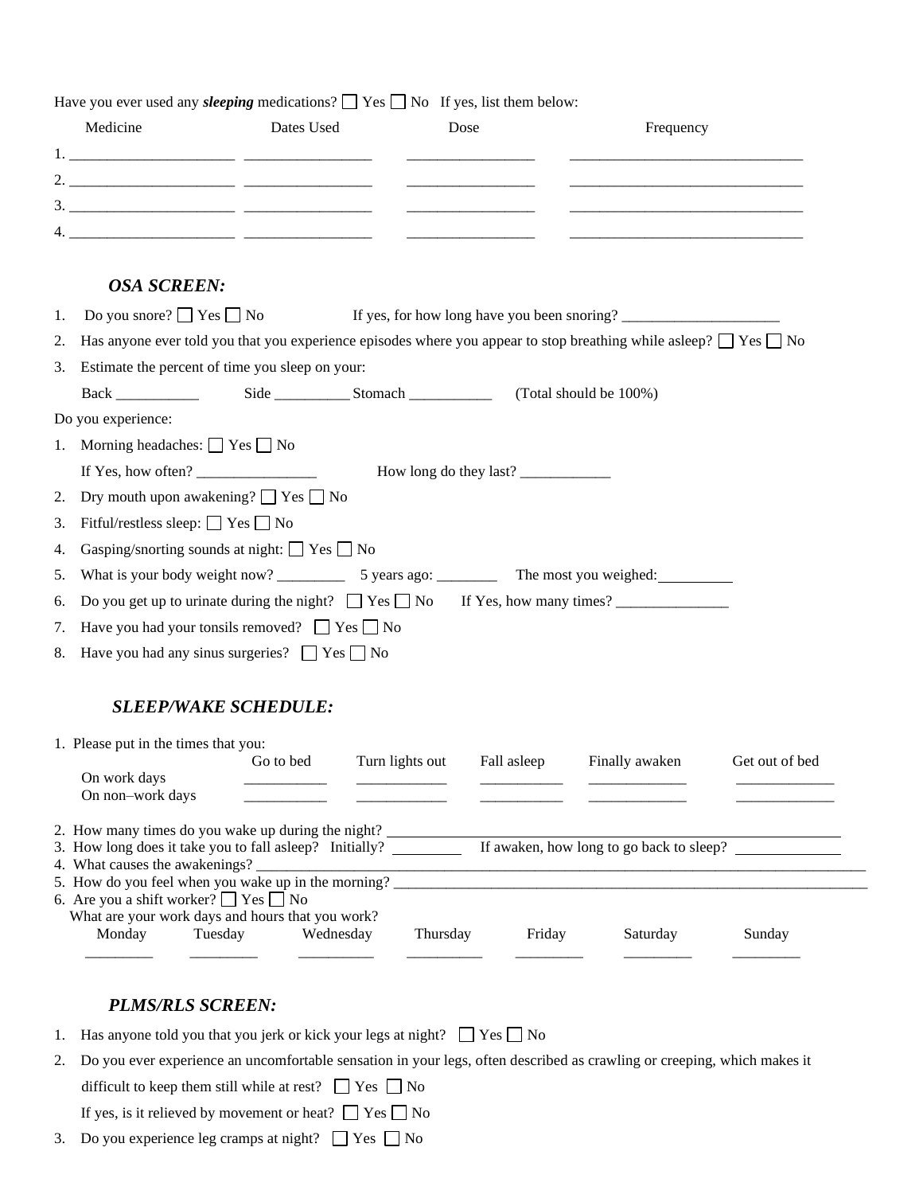Have you ever used any ***sleeping*** medications? ☐ Yes ☐ No If yes, list them below:

| Medicine | Dates Used | Dose | Frequency |
|---|---|---|---|
| 1. ____________________ | ________________ | ________________ | ______________________________ |
| 2. ____________________ | ________________ | ________________ | ______________________________ |
| 3. ____________________ | ________________ | ________________ | ______________________________ |
| 4. ____________________ | ________________ | ________________ | ______________________________ |

### *OSA SCREEN:*

1. Do you snore? ☐ Yes ☐ No If yes, for how long have you been snoring? ____________________
2. Has anyone ever told you that you experience episodes where you appear to stop breathing while asleep? ☐ Yes ☐ No
3. Estimate the percent of time you sleep on your:

   Back ___________ Side __________ Stomach ___________ (Total should be 100%)

Do you experience:

1. Morning headaches: ☐ Yes ☐ No

   If Yes, how often? ________________ How long do they last? ____________
2. Dry mouth upon awakening? ☐ Yes ☐ No
3. Fitful/restless sleep: ☐ Yes ☐ No
4. Gasping/snorting sounds at night: ☐ Yes ☐ No
5. What is your body weight now? _________ 5 years ago: ________ The most you weighed: __________
6. Do you get up to urinate during the night? ☐ Yes ☐ No If Yes, how many times? _______________
7. Have you had your tonsils removed? ☐ Yes ☐ No
8. Have you had any sinus surgeries? ☐ Yes ☐ No

### *SLEEP/WAKE SCHEDULE:*

1. Please put in the times that you:

| | Go to bed | Turn lights out | Fall asleep | Finally awaken | Get out of bed |
|---|---|---|---|---|---|
| On work days | ___________ | ___________ | ___________ | ___________ | ___________ |
| On non–work days | ___________ | ___________ | ___________ | ___________ | ___________ |

2. How many times do you wake up during the night? ________________________________________________
3. How long does it take you to fall asleep? Initially? _________ If awaken, how long to go back to sleep? ____________
4. What causes the awakenings? ____________________________________________________________
5. How do you feel when you wake up in the morning? ____________________________________________
6. Are you a shift worker? ☐ Yes ☐ No

   What are your work days and hours that you work?

| Monday | Tuesday | Wednesday | Thursday | Friday | Saturday | Sunday |
|---|---|---|---|---|---|---|
| _________ | _________ | _________ | _________ | _________ | _________ | _________ |

### *PLMS/RLS SCREEN:*

1. Has anyone told you that you jerk or kick your legs at night? ☐ Yes ☐ No
2. Do you ever experience an uncomfortable sensation in your legs, often described as crawling or creeping, which makes it difficult to keep them still while at rest? ☐ Yes ☐ No

   If yes, is it relieved by movement or heat? ☐ Yes ☐ No
3. Do you experience leg cramps at night? ☐ Yes ☐ No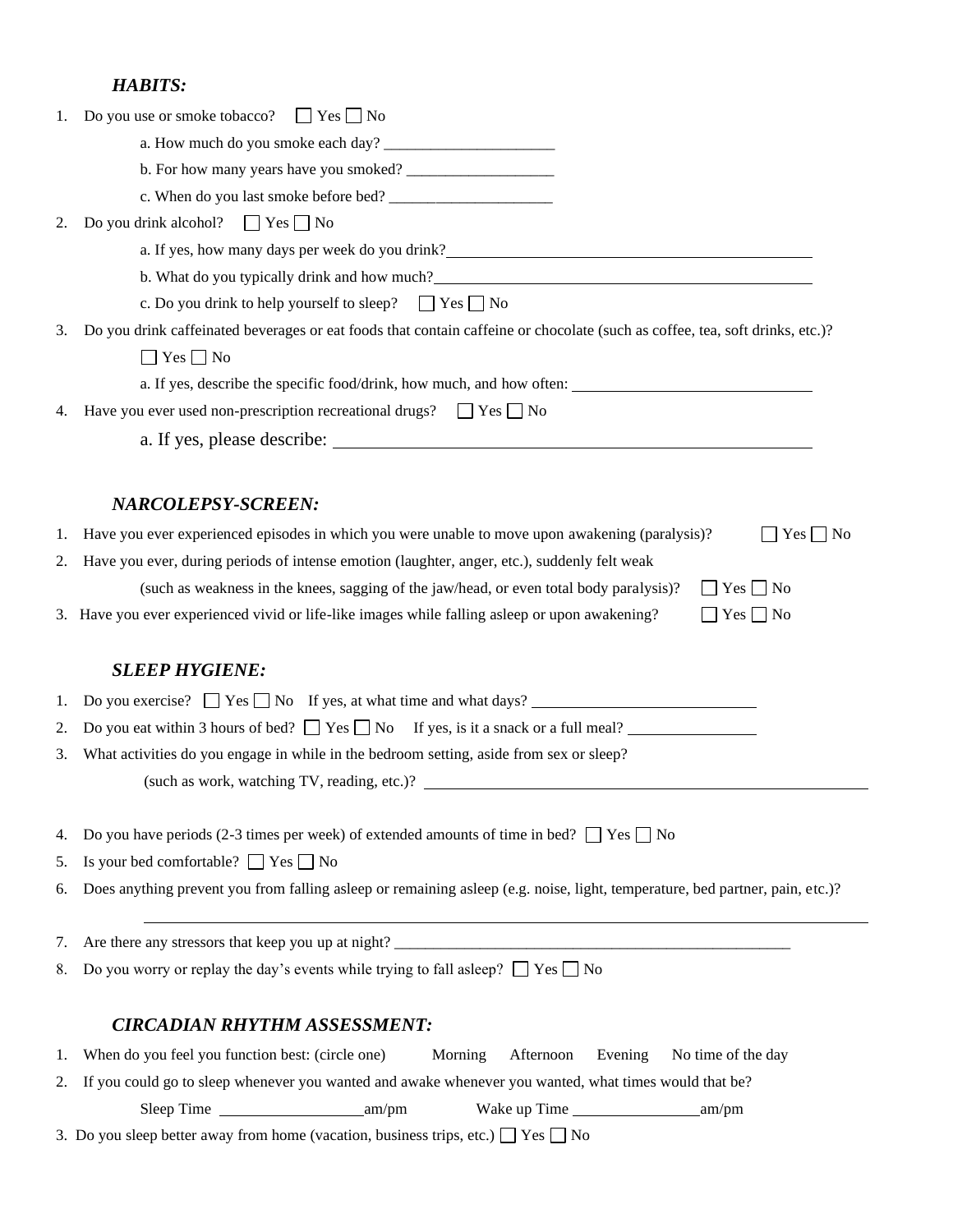### *HABITS:*

1. Do you use or smoke tobacco? ☐ Yes ☐ No
   - a. How much do you smoke each day? ______________________
   - b. For how many years have you smoked? ___________________
   - c. When do you last smoke before bed? _____________________
2. Do you drink alcohol? ☐ Yes ☐ No
   - a. If yes, how many days per week do you drink? ______________________
   - b. What do you typically drink and how much? ______________________
   - c. Do you drink to help yourself to sleep? ☐ Yes ☐ No
3. Do you drink caffeinated beverages or eat foods that contain caffeine or chocolate (such as coffee, tea, soft drinks, etc.)?
   ☐ Yes ☐ No
   - a. If yes, describe the specific food/drink, how much, and how often: ______________________
4. Have you ever used non-prescription recreational drugs? ☐ Yes ☐ No
   - a. If yes, please describe: ______________________

### *NARCOLEPSY-SCREEN:*

1. Have you ever experienced episodes in which you were unable to move upon awakening (paralysis)? ☐ Yes ☐ No
2. Have you ever, during periods of intense emotion (laughter, anger, etc.), suddenly felt weak (such as weakness in the knees, sagging of the jaw/head, or even total body paralysis)? ☐ Yes ☐ No
3. Have you ever experienced vivid or life-like images while falling asleep or upon awakening? ☐ Yes ☐ No

### *SLEEP HYGIENE:*

1. Do you exercise? ☐ Yes ☐ No If yes, at what time and what days? ______________________
2. Do you eat within 3 hours of bed? ☐ Yes ☐ No If yes, is it a snack or a full meal? ______________________
3. What activities do you engage in while in the bedroom setting, aside from sex or sleep?
   (such as work, watching TV, reading, etc.)? ______________________
4. Do you have periods (2-3 times per week) of extended amounts of time in bed? ☐ Yes ☐ No
5. Is your bed comfortable? ☐ Yes ☐ No
6. Does anything prevent you from falling asleep or remaining asleep (e.g. noise, light, temperature, bed partner, pain, etc.)?
   ______________________
7. Are there any stressors that keep you up at night? ______________________
8. Do you worry or replay the day's events while trying to fall asleep? ☐ Yes ☐ No

### *CIRCADIAN RHYTHM ASSESSMENT:*

1. When do you feel you function best: (circle one) Morning Afternoon Evening No time of the day
2. If you could go to sleep whenever you wanted and awake whenever you wanted, what times would that be?
   Sleep Time __________________am/pm Wake up Time ________________am/pm
3. Do you sleep better away from home (vacation, business trips, etc.) ☐ Yes ☐ No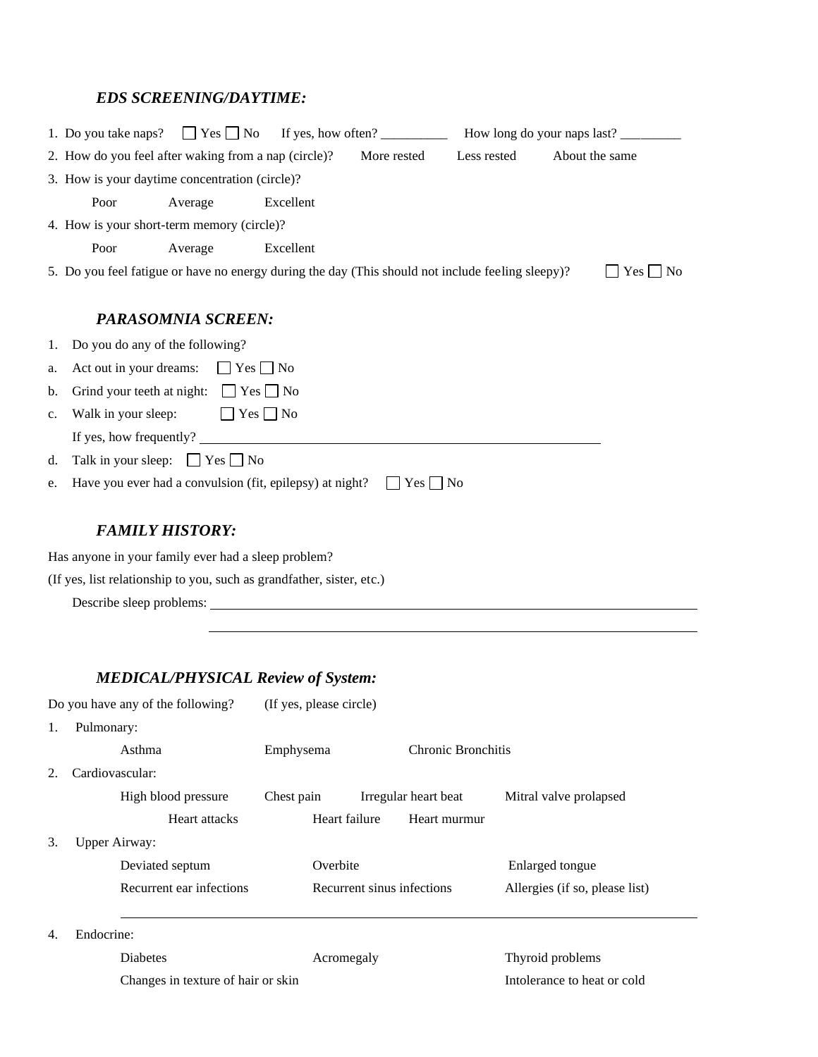### *EDS SCREENING/DAYTIME:*

1. Do you take naps? ☐ Yes ☐ No If yes, how often? __________ How long do your naps last? _________
2. How do you feel after waking from a nap (circle)? More rested Less rested About the same
3. How is your daytime concentration (circle)?

   Poor Average Excellent
4. How is your short-term memory (circle)?

   Poor Average Excellent
5. Do you feel fatigue or have no energy during the day (This should not include feeling sleepy)? ☐ Yes ☐ No

### *PARASOMNIA SCREEN:*

1. Do you do any of the following?

a. Act out in your dreams: ☐ Yes ☐ No

b. Grind your teeth at night: ☐ Yes ☐ No

c. Walk in your sleep: ☐ Yes ☐ No

   If yes, how frequently? ____________________________________________________________

d. Talk in your sleep: ☐ Yes ☐ No

e. Have you ever had a convulsion (fit, epilepsy) at night? ☐ Yes ☐ No

### *FAMILY HISTORY:*

Has anyone in your family ever had a sleep problem?

(If yes, list relationship to you, such as grandfather, sister, etc.)

Describe sleep problems: ____________________________________________________________

____________________________________________________________

### *MEDICAL/PHYSICAL Review of System:*

Do you have any of the following? (If yes, please circle)

1. Pulmonary:

   Asthma Emphysema Chronic Bronchitis
2. Cardiovascular:

   High blood pressure Chest pain Irregular heart beat Mitral valve prolapsed

   Heart attacks Heart failure Heart murmur
3. Upper Airway:

   Deviated septum Overbite Enlarged tongue

   Recurrent ear infections Recurrent sinus infections Allergies (if so, please list)

   ____________________________________________________________
4. Endocrine:

   Diabetes Acromegaly Thyroid problems

   Changes in texture of hair or skin Intolerance to heat or cold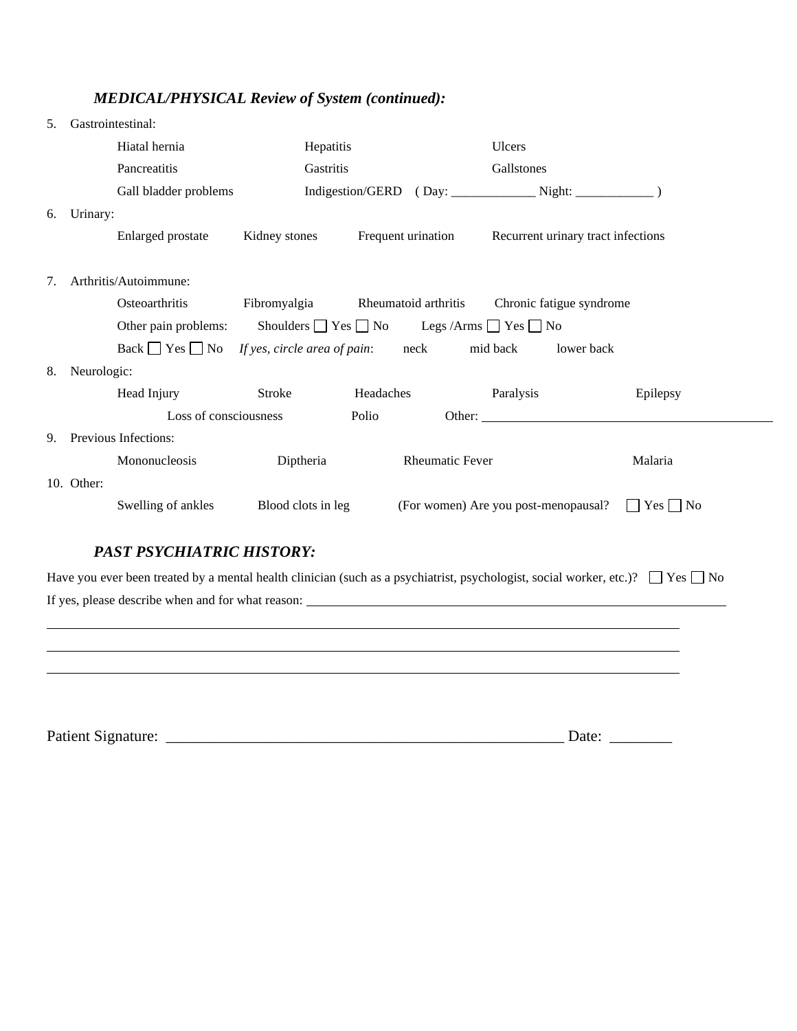### *MEDICAL/PHYSICAL Review of System (continued):*

5. Gastrointestinal:

   Hiatal hernia    Hepatitis    Ulcers

   Pancreatitis    Gastritis    Gallstones

   Gall bladder problems    Indigestion/GERD ( Day: _____________ Night: ____________ )

6. Urinary:

   Enlarged prostate    Kidney stones    Frequent urination    Recurrent urinary tract infections

7. Arthritis/Autoimmune:

   Osteoarthritis    Fibromyalgia    Rheumatoid arthritis    Chronic fatigue syndrome

   Other pain problems:    Shoulders ☐ Yes ☐ No    Legs /Arms ☐ Yes ☐ No

   Back ☐ Yes ☐ No    *If yes, circle area of pain*:    neck    mid back    lower back

8. Neurologic:

   Head Injury    Stroke    Headaches    Paralysis    Epilepsy

   Loss of consciousness    Polio    Other: ______________________________

9. Previous Infections:

   Mononucleosis    Diptheria    Rheumatic Fever    Malaria

10. Other:

    Swelling of ankles    Blood clots in leg    (For women) Are you post-menopausal? ☐ Yes ☐ No

### *PAST PSYCHIATRIC HISTORY:*

Have you ever been treated by a mental health clinician (such as a psychiatrist, psychologist, social worker, etc.)? ☐ Yes ☐ No

If yes, please describe when and for what reason: ____________________________________________

____________________________________________________________

____________________________________________________________

____________________________________________________________

Patient Signature: ______________________________________________ Date: ________